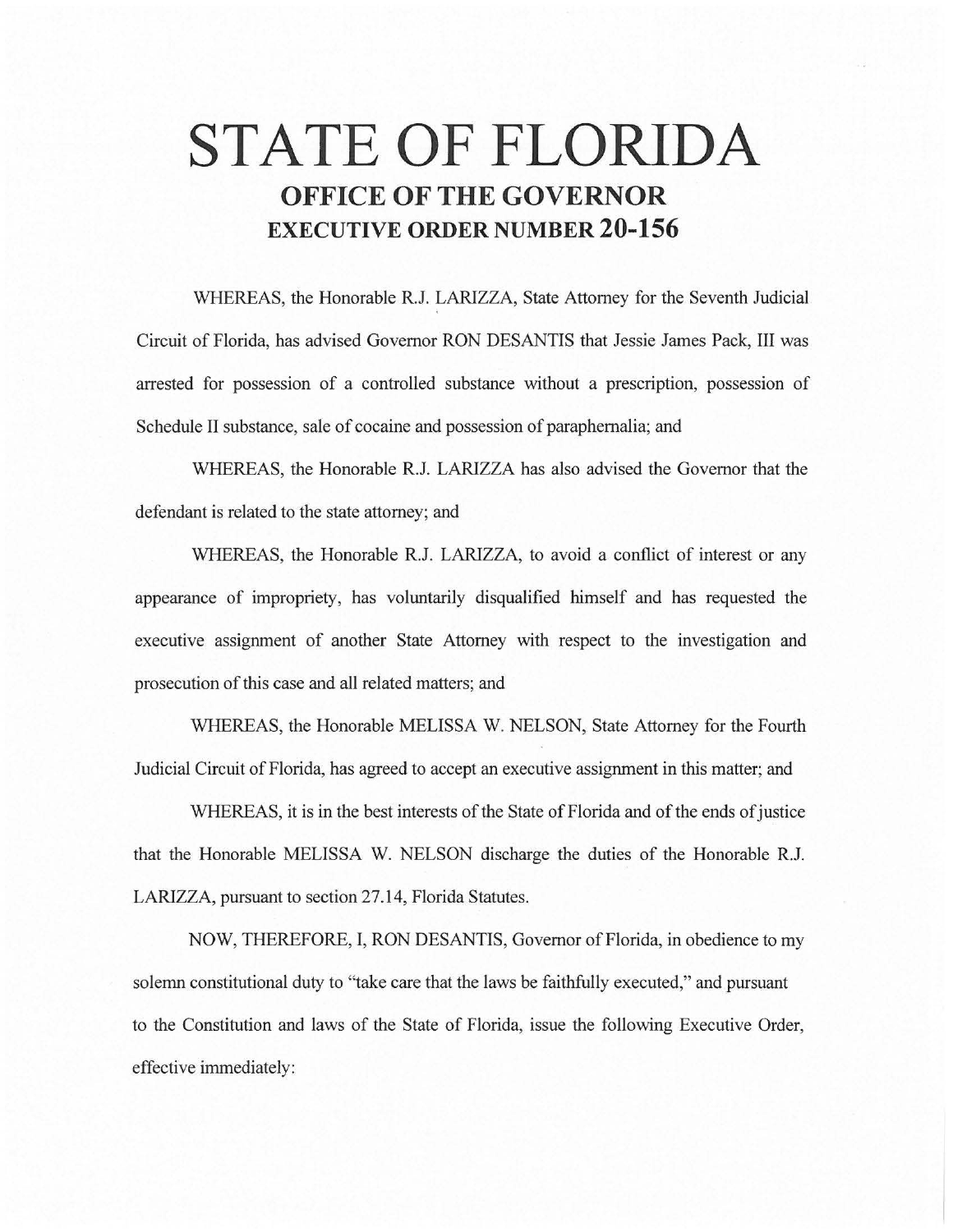# STATE OF FLORIDA

## OFFICE OF THE GOVERNOR

## EXECUTIVE ORDER NUMBER 20-156

WHEREAS, the Honorable R.J. LARIZZA, State Attorney for the Seventh Judicial Circuit of Florida, has advised Governor RON DESANTIS that Jessie James Pack, III was arrested for possession of a controlled substance without a prescription, possession of Schedule II substance, sale of cocaine and possession of paraphernalia; and

WHEREAS, the Honorable R.J. LARIZZA has also advised the Governor that the defendant is related to the state attorney; and

WHEREAS, the Honorable R.J. LARIZZA, to avoid a conflict of interest or any appearance of impropriety, has voluntarily disqualified himself and has requested the executive assignment of another State Attorney with respect to the investigation and prosecution of this case and all related matters; and

WHEREAS, the Honorable MELISSA W. NELSON, State Attorney for the Fourth Judicial Circuit of Florida, has agreed to accept an executive assignment in this matter; and

WHEREAS, it is in the best interests of the State of Florida and of the ends of justice that the Honorable MELISSA W. NELSON discharge the duties of the Honorable R.J. LARIZZA, pursuant to section 27.14, Florida Statutes.

NOW, THEREFORE, I, RON DESANTIS, Governor of Florida, in obedience to my solemn constitutional duty to "take care that the laws be faithfully executed," and pursuant to the Constitution and laws of the State of Florida, issue the following Executive Order, effective immediately: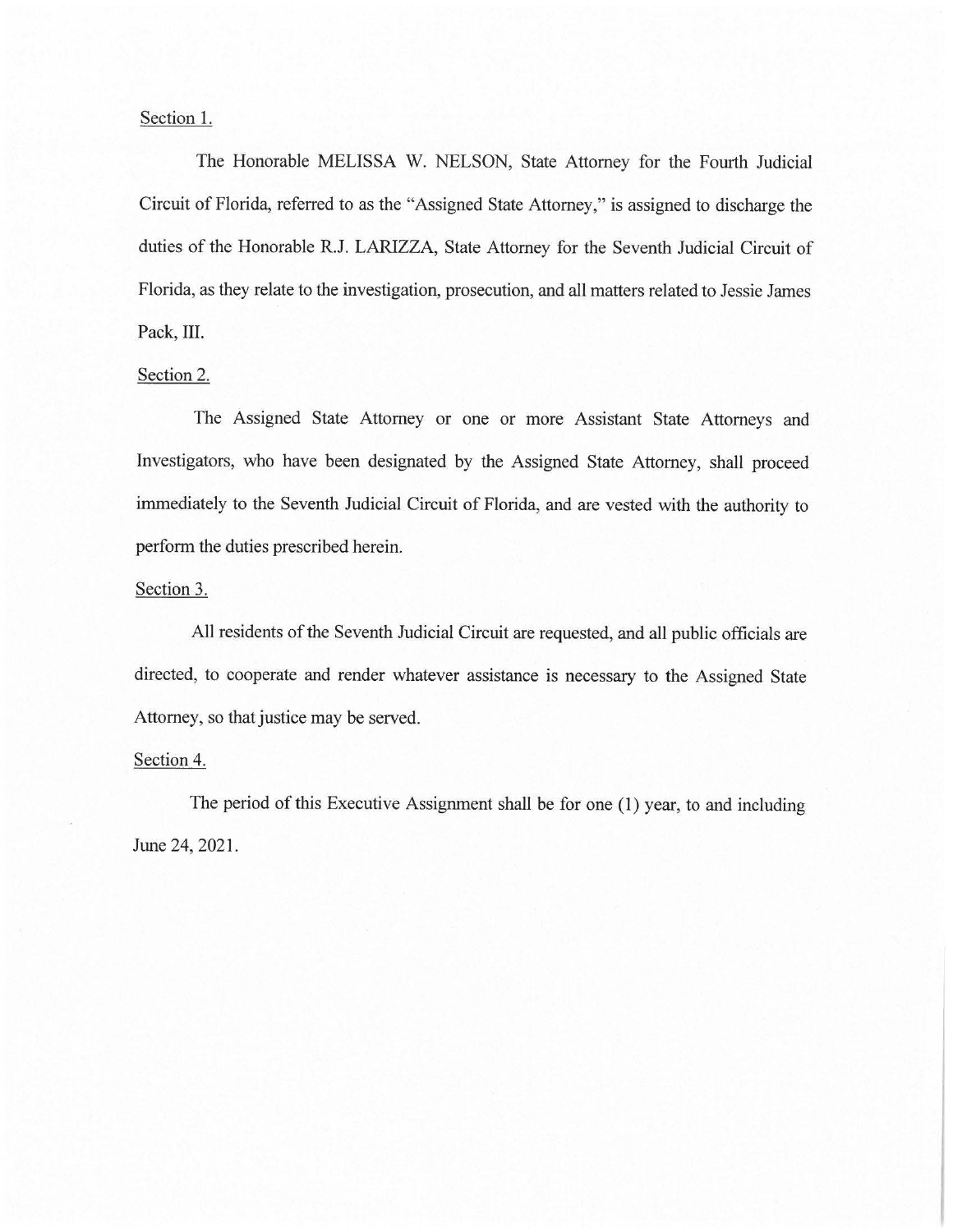Section 1.

The Honorable MELISSA W. NELSON, State Attorney for the Fourth Judicial Circuit of Florida, referred to as the "Assigned State Attorney," is assigned to discharge the duties of the Honorable R.J. LARIZZA, State Attorney for the Seventh Judicial Circuit of Florida, as they relate to the investigation, prosecution, and all matters related to Jessie James Pack, III.

Section 2.

The Assigned State Attorney or one or more Assistant State Attorneys and Investigators, who have been designated by the Assigned State Attorney, shall proceed immediately to the Seventh Judicial Circuit of Florida, and are vested with the authority to perform the duties prescribed herein.

Section 3.

All residents of the Seventh Judicial Circuit are requested, and all public officials are directed, to cooperate and render whatever assistance is necessary to the Assigned State Attorney, so that justice may be served.

Section 4.

The period of this Executive Assignment shall be for one (1) year, to and including June 24, 2021.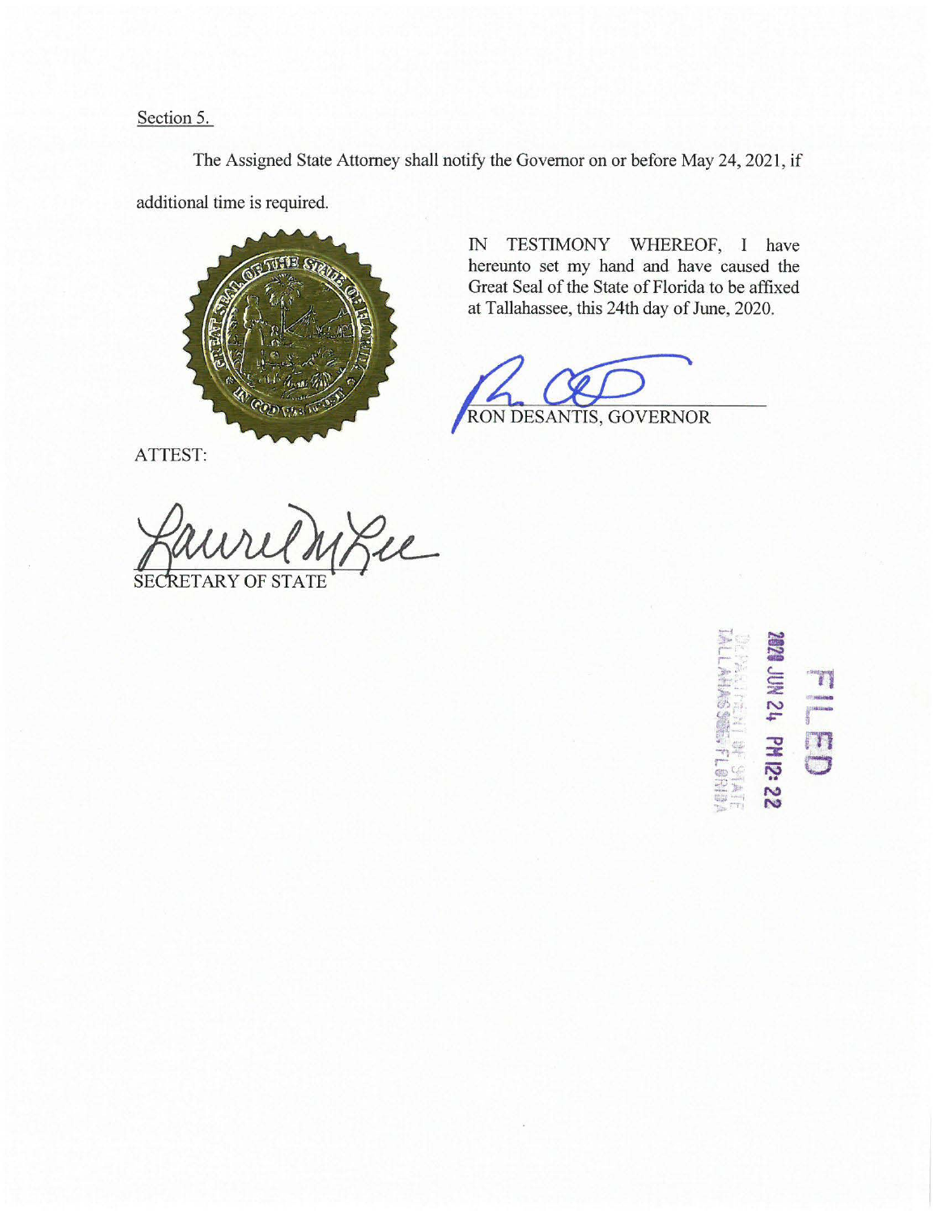Section 5.

The Assigned State Attorney shall notify the Governor on or before May 24, 2021, if additional time is required.

IN TESTIMONY WHEREOF, I have hereunto set my hand and have caused the Great Seal of the State of Florida to be affixed at Tallahassee, this 24th day of June, 2020.

RON DESANTIS, GOVERNOR

ATTEST:

SECRETARY OF STATE

FILED

2020 JUN 24 PM 12:22

DEPARTMENT OF STATE
TALLAHASSEE, FLORIDA